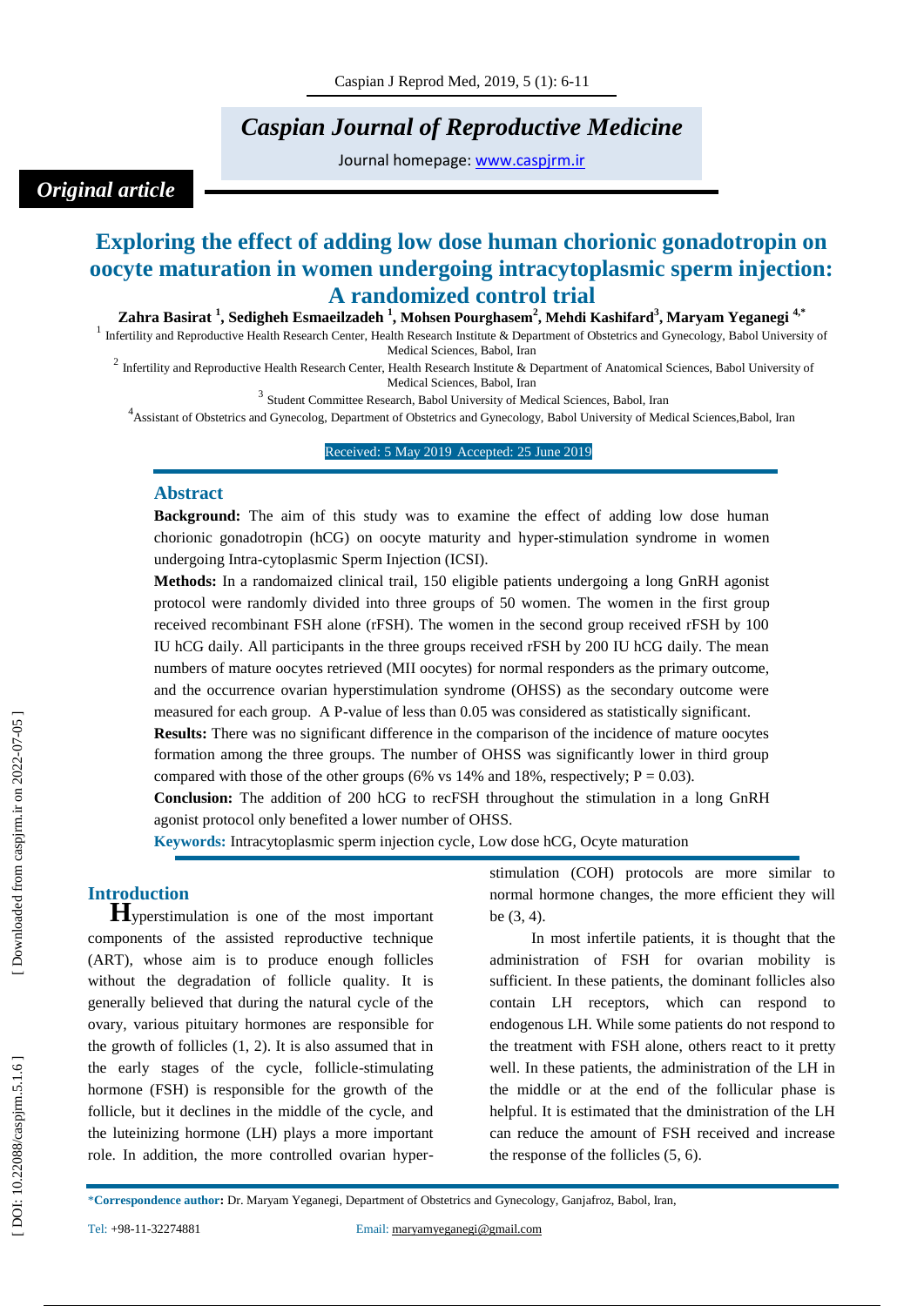*Original article*

# Exploring the effect of adding low dose human chorionic gonadotropin on oocyte maturation in women undergoing intracytoplasmic sperm injection: A randomized control trial

**Zahra Basirat [1], Sedigheh Esmaeilzadeh [1], Mohsen Pourghasem[2], Mehdi Kashifard[3], Maryam Yeganegi [4,*]**

[1] Infertility and Reproductive Health Research Center, Health Research Institute & Department of Obstetrics and Gynecology, Babol University of Medical Sciences, Babol, Iran

[2] Infertility and Reproductive Health Research Center, Health Research Institute & Department of Anatomical Sciences, Babol University of Medical Sciences, Babol, Iran

[3] Student Committee Research, Babol University of Medical Sciences, Babol, Iran

[4] Assistant of Obstetrics and Gynecolog, Department of Obstetrics and Gynecology, Babol University of Medical Sciences,Babol, Iran

Received: 5 May 2019 Accepted: 25 June 2019

## Abstract

**Background:** The aim of this study was to examine the effect of adding low dose human chorionic gonadotropin (hCG) on oocyte maturity and hyper-stimulation syndrome in women undergoing Intra-cytoplasmic Sperm Injection (ICSI).

**Methods:** In a randomaized clinical trail, 150 eligible patients undergoing a long GnRH agonist protocol were randomly divided into three groups of 50 women. The women in the first group received recombinant FSH alone (rFSH). The women in the second group received rFSH by 100 IU hCG daily. All participants in the three groups received rFSH by 200 IU hCG daily. The mean numbers of mature oocytes retrieved (MII oocytes) for normal responders as the primary outcome, and the occurrence ovarian hyperstimulation syndrome (OHSS) as the secondary outcome were measured for each group. A P-value of less than 0.05 was considered as statistically significant.

**Results:** There was no significant difference in the comparison of the incidence of mature oocytes formation among the three groups. The number of OHSS was significantly lower in third group compared with those of the other groups (6% vs 14% and 18%, respectively; P = 0.03).

**Conclusion:** The addition of 200 hCG to recFSH throughout the stimulation in a long GnRH agonist protocol only benefited a lower number of OHSS.

**Keywords:** Intracytoplasmic sperm injection cycle, Low dose hCG, Ocyte maturation

## Introduction

Hyperstimulation is one of the most important components of the assisted reproductive technique (ART), whose aim is to produce enough follicles without the degradation of follicle quality. It is generally believed that during the natural cycle of the ovary, various pituitary hormones are responsible for the growth of follicles (1, 2). It is also assumed that in the early stages of the cycle, follicle-stimulating hormone (FSH) is responsible for the growth of the follicle, but it declines in the middle of the cycle, and the luteinizing hormone (LH) plays a more important role. In addition, the more controlled ovarian hyper-stimulation (COH) protocols are more similar to normal hormone changes, the more efficient they will be (3, 4).

In most infertile patients, it is thought that the administration of FSH for ovarian mobility is sufficient. In these patients, the dominant follicles also contain LH receptors, which can respond to endogenous LH. While some patients do not respond to the treatment with FSH alone, others react to it pretty well. In these patients, the administration of the LH in the middle or at the end of the follicular phase is helpful. It is estimated that the dministration of the LH can reduce the amount of FSH received and increase the response of the follicles (5, 6).

*Correspondence author: Dr. Maryam Yeganegi, Department of Obstetrics and Gynecology, Ganjafroz, Babol, Iran,

Tel: +98-11-32274881 Email: maryamyeganegi@gmail.com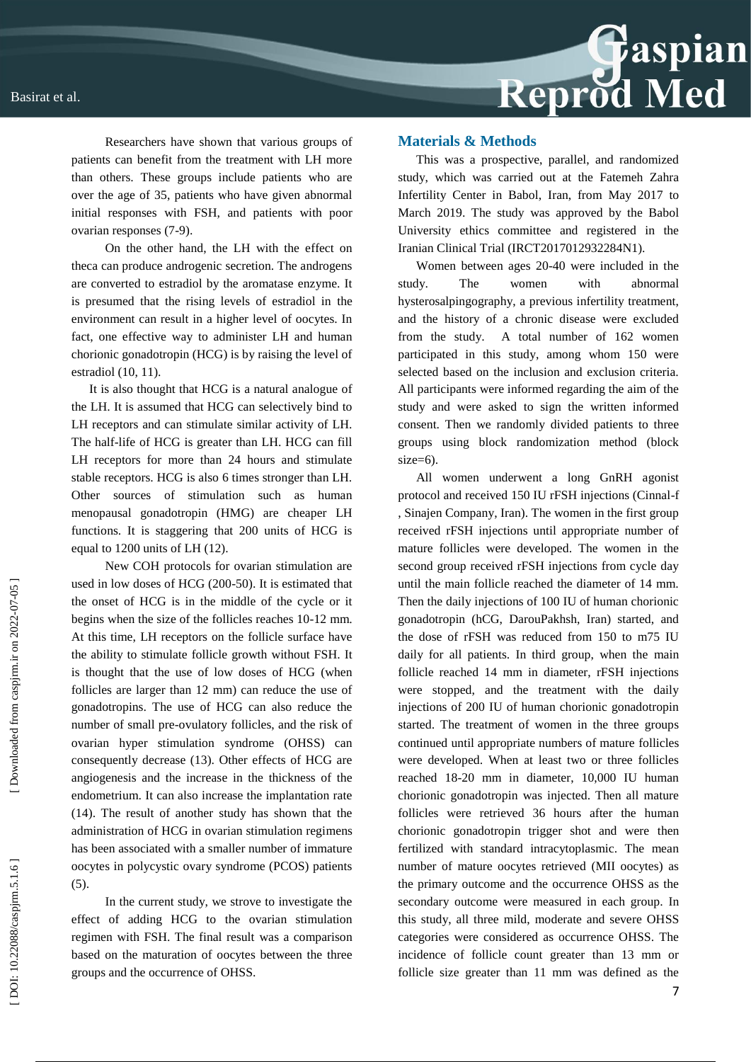Researchers have shown that various groups of patients can benefit from the treatment with LH more than others. These groups include patients who are over the age of 35, patients who have given abnormal initial responses with FSH, and patients with poor ovarian responses (7-9).

On the other hand, the LH with the effect on theca can produce androgenic secretion. The androgens are converted to estradiol by the aromatase enzyme. It is presumed that the rising levels of estradiol in the environment can result in a higher level of oocytes. In fact, one effective way to administer LH and human chorionic gonadotropin (HCG) is by raising the level of estradiol (10, 11).

It is also thought that HCG is a natural analogue of the LH. It is assumed that HCG can selectively bind to LH receptors and can stimulate similar activity of LH. The half-life of HCG is greater than LH. HCG can fill LH receptors for more than 24 hours and stimulate stable receptors. HCG is also 6 times stronger than LH. Other sources of stimulation such as human menopausal gonadotropin (HMG) are cheaper LH functions. It is staggering that 200 units of HCG is equal to 1200 units of LH (12).

New COH protocols for ovarian stimulation are used in low doses of HCG (200-50). It is estimated that the onset of HCG is in the middle of the cycle or it begins when the size of the follicles reaches 10-12 mm. At this time, LH receptors on the follicle surface have the ability to stimulate follicle growth without FSH. It is thought that the use of low doses of HCG (when follicles are larger than 12 mm) can reduce the use of gonadotropins. The use of HCG can also reduce the number of small pre-ovulatory follicles, and the risk of ovarian hyper stimulation syndrome (OHSS) can consequently decrease (13). Other effects of HCG are angiogenesis and the increase in the thickness of the endometrium. It can also increase the implantation rate (14). The result of another study has shown that the administration of HCG in ovarian stimulation regimens has been associated with a smaller number of immature oocytes in polycystic ovary syndrome (PCOS) patients (5).

In the current study, we strove to investigate the effect of adding HCG to the ovarian stimulation regimen with FSH. The final result was a comparison based on the maturation of oocytes between the three groups and the occurrence of OHSS.

## Materials & Methods

This was a prospective, parallel, and randomized study, which was carried out at the Fatemeh Zahra Infertility Center in Babol, Iran, from May 2017 to March 2019. The study was approved by the Babol University ethics committee and registered in the Iranian Clinical Trial (IRCT2017012932284N1).

Women between ages 20-40 were included in the study. The women with abnormal hysterosalpingography, a previous infertility treatment, and the history of a chronic disease were excluded from the study. A total number of 162 women participated in this study, among whom 150 were selected based on the inclusion and exclusion criteria. All participants were informed regarding the aim of the study and were asked to sign the written informed consent. Then we randomly divided patients to three groups using block randomization method (block size=6).

All women underwent a long GnRH agonist protocol and received 150 IU rFSH injections (Cinnal-f , Sinajen Company, Iran). The women in the first group received rFSH injections until appropriate number of mature follicles were developed. The women in the second group received rFSH injections from cycle day until the main follicle reached the diameter of 14 mm. Then the daily injections of 100 IU of human chorionic gonadotropin (hCG, DarouPakhsh, Iran) started, and the dose of rFSH was reduced from 150 to m75 IU daily for all patients. In third group, when the main follicle reached 14 mm in diameter, rFSH injections were stopped, and the treatment with the daily injections of 200 IU of human chorionic gonadotropin started. The treatment of women in the three groups continued until appropriate numbers of mature follicles were developed. When at least two or three follicles reached 18-20 mm in diameter, 10,000 IU human chorionic gonadotropin was injected. Then all mature follicles were retrieved 36 hours after the human chorionic gonadotropin trigger shot and were then fertilized with standard intracytoplasmic. The mean number of mature oocytes retrieved (MII oocytes) as the primary outcome and the occurrence OHSS as the secondary outcome were measured in each group. In this study, all three mild, moderate and severe OHSS categories were considered as occurrence OHSS. The incidence of follicle count greater than 13 mm or follicle size greater than 11 mm was defined as the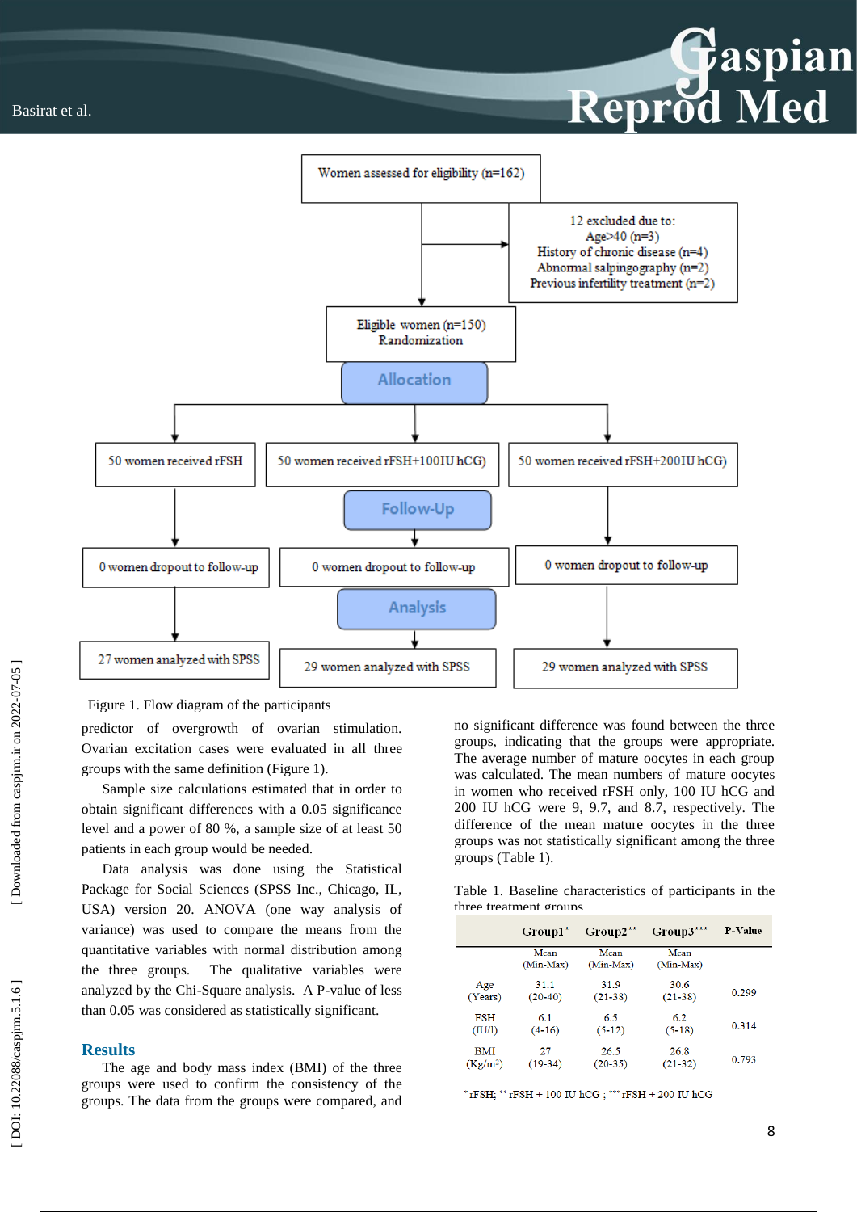Women assessed for eligibility (n=162)

12 excluded due to:
Age>40 (n=3)
History of chronic disease (n=4)
Abnormal salpingography (n=2)
Previous infertility treatment (n=2)

Eligible women (n=150)
Randomization

**Allocation**

| 50 women received rFSH | 50 women received rFSH+100IU hCG) | 50 women received rFSH+200IU hCG) |
|---|---|---|

**Follow-Up**

| 0 women dropout to follow-up | 0 women dropout to follow-up | 0 women dropout to follow-up |
|---|---|---|

**Analysis**

| 27 women analyzed with SPSS | 29 women analyzed with SPSS | 29 women analyzed with SPSS |
|---|---|---|

Figure 1. Flow diagram of the participants

predictor of overgrowth of ovarian stimulation. Ovarian excitation cases were evaluated in all three groups with the same definition (Figure 1).

Sample size calculations estimated that in order to obtain significant differences with a 0.05 significance level and a power of 80 %, a sample size of at least 50 patients in each group would be needed.

Data analysis was done using the Statistical Package for Social Sciences (SPSS Inc., Chicago, IL, USA) version 20. ANOVA (one way analysis of variance) was used to compare the means from the quantitative variables with normal distribution among the three groups. The qualitative variables were analyzed by the Chi-Square analysis. A P-value of less than 0.05 was considered as statistically significant.

## Results

The age and body mass index (BMI) of the three groups were used to confirm the consistency of the groups. The data from the groups were compared, and no significant difference was found between the three groups, indicating that the groups were appropriate. The average number of mature oocytes in each group was calculated. The mean numbers of mature oocytes in women who received rFSH only, 100 IU hCG and 200 IU hCG were 9, 9.7, and 8.7, respectively. The difference of the mean mature oocytes in the three groups was not statistically significant among the three groups (Table 1).

Table 1. Baseline characteristics of participants in the three treatment groups

| | Group1* | Group2** | Group3*** | P-Value |
|---|---|---|---|---|
| | Mean (Min-Max) | Mean (Min-Max) | Mean (Min-Max) | |
| Age (Years) | 31.1 (20-40) | 31.9 (21-38) | 30.6 (21-38) | 0.299 |
| FSH (IU/l) | 6.1 (4-16) | 6.5 (5-12) | 6.2 (5-18) | 0.314 |
| BMI (Kg/m²) | 27 (19-34) | 26.5 (20-35) | 26.8 (21-32) | 0.793 |

*rFSH; ** rFSH + 100 IU hCG ; *** rFSH + 200 IU hCG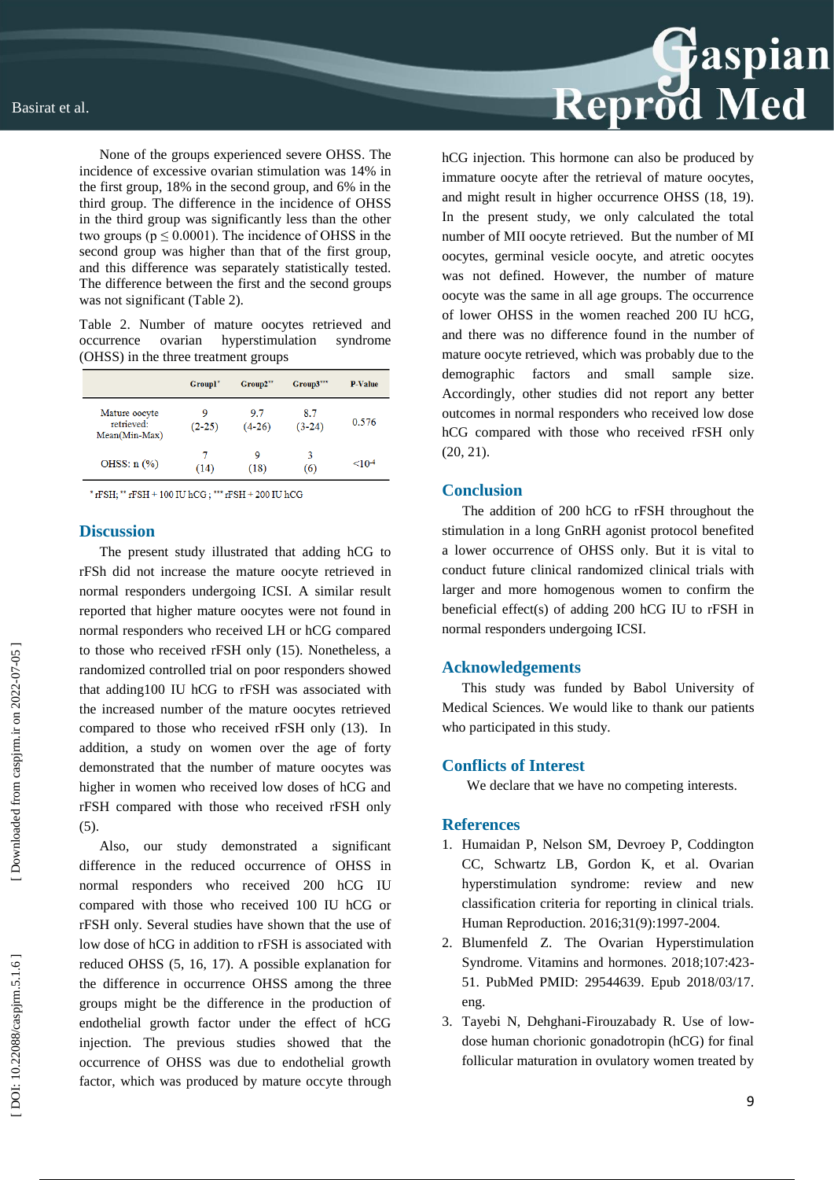None of the groups experienced severe OHSS. The incidence of excessive ovarian stimulation was 14% in the first group, 18% in the second group, and 6% in the third group. The difference in the incidence of OHSS in the third group was significantly less than the other two groups ($p \leq 0.0001$). The incidence of OHSS in the second group was higher than that of the first group, and this difference was separately statistically tested. The difference between the first and the second groups was not significant (Table 2).

Table 2. Number of mature oocytes retrieved and occurrence ovarian hyperstimulation syndrome (OHSS) in the three treatment groups

| | Group1* | Group2** | Group3*** | P-Value |
|---|---|---|---|---|
| Mature oocyte retrieved: Mean(Min-Max) | 9 (2-25) | 9.7 (4-26) | 8.7 (3-24) | 0.576 |
| OHSS: n (%) | 7 (14) | 9 (18) | 3 (6) | $<10^{-4}$ |

* rFSH; ** rFSH + 100 IU hCG ; *** rFSH + 200 IU hCG

## Discussion

The present study illustrated that adding hCG to rFSh did not increase the mature oocyte retrieved in normal responders undergoing ICSI. A similar result reported that higher mature oocytes were not found in normal responders who received LH or hCG compared to those who received rFSH only (15). Nonetheless, a randomized controlled trial on poor responders showed that adding100 IU hCG to rFSH was associated with the increased number of the mature oocytes retrieved compared to those who received rFSH only (13). In addition, a study on women over the age of forty demonstrated that the number of mature oocytes was higher in women who received low doses of hCG and rFSH compared with those who received rFSH only (5).

Also, our study demonstrated a significant difference in the reduced occurrence of OHSS in normal responders who received 200 hCG IU compared with those who received 100 IU hCG or rFSH only. Several studies have shown that the use of low dose of hCG in addition to rFSH is associated with reduced OHSS (5, 16, 17). A possible explanation for the difference in occurrence OHSS among the three groups might be the difference in the production of endothelial growth factor under the effect of hCG injection. The previous studies showed that the occurrence of OHSS was due to endothelial growth factor, which was produced by mature occyte through hCG injection. This hormone can also be produced by immature oocyte after the retrieval of mature oocytes, and might result in higher occurrence OHSS (18, 19). In the present study, we only calculated the total number of MII oocyte retrieved. But the number of MI oocytes, germinal vesicle oocyte, and atretic oocytes was not defined. However, the number of mature oocyte was the same in all age groups. The occurrence of lower OHSS in the women reached 200 IU hCG, and there was no difference found in the number of mature oocyte retrieved, which was probably due to the demographic factors and small sample size. Accordingly, other studies did not report any better outcomes in normal responders who received low dose hCG compared with those who received rFSH only (20, 21).

## Conclusion

The addition of 200 hCG to rFSH throughout the stimulation in a long GnRH agonist protocol benefited a lower occurrence of OHSS only. But it is vital to conduct future clinical randomized clinical trials with larger and more homogenous women to confirm the beneficial effect(s) of adding 200 hCG IU to rFSH in normal responders undergoing ICSI.

## Acknowledgements

This study was funded by Babol University of Medical Sciences. We would like to thank our patients who participated in this study.

## Conflicts of Interest

We declare that we have no competing interests.

## References

1. Humaidan P, Nelson SM, Devroey P, Coddington CC, Schwartz LB, Gordon K, et al. Ovarian hyperstimulation syndrome: review and new classification criteria for reporting in clinical trials. Human Reproduction. 2016;31(9):1997-2004.
2. Blumenfeld Z. The Ovarian Hyperstimulation Syndrome. Vitamins and hormones. 2018;107:423-51. PubMed PMID: 29544639. Epub 2018/03/17. eng.
3. Tayebi N, Dehghani-Firouzabady R. Use of low-dose human chorionic gonadotropin (hCG) for final follicular maturation in ovulatory women treated by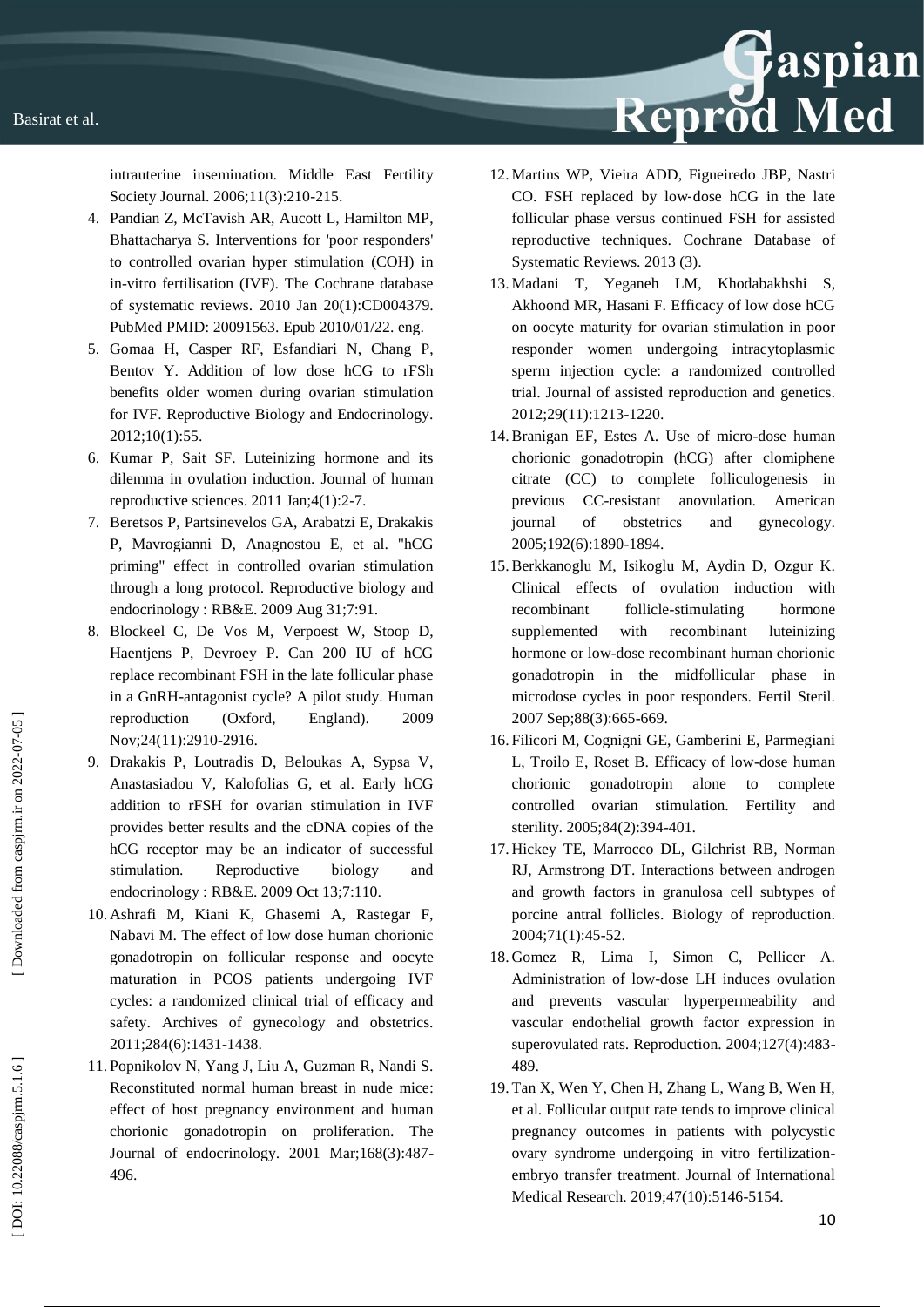intrauterine insemination. Middle East Fertility Society Journal. 2006;11(3):210-215.

4. Pandian Z, McTavish AR, Aucott L, Hamilton MP, Bhattacharya S. Interventions for 'poor responders' to controlled ovarian hyper stimulation (COH) in in-vitro fertilisation (IVF). The Cochrane database of systematic reviews. 2010 Jan 20(1):CD004379. PubMed PMID: 20091563. Epub 2010/01/22. eng.
5. Gomaa H, Casper RF, Esfandiari N, Chang P, Bentov Y. Addition of low dose hCG to rFSh benefits older women during ovarian stimulation for IVF. Reproductive Biology and Endocrinology. 2012;10(1):55.
6. Kumar P, Sait SF. Luteinizing hormone and its dilemma in ovulation induction. Journal of human reproductive sciences. 2011 Jan;4(1):2-7.
7. Beretsos P, Partsinevelos GA, Arabatzi E, Drakakis P, Mavrogianni D, Anagnostou E, et al. "hCG priming" effect in controlled ovarian stimulation through a long protocol. Reproductive biology and endocrinology : RB&E. 2009 Aug 31;7:91.
8. Blockeel C, De Vos M, Verpoest W, Stoop D, Haentjens P, Devroey P. Can 200 IU of hCG replace recombinant FSH in the late follicular phase in a GnRH-antagonist cycle? A pilot study. Human reproduction (Oxford, England). 2009 Nov;24(11):2910-2916.
9. Drakakis P, Loutradis D, Beloukas A, Sypsa V, Anastasiadou V, Kalofolias G, et al. Early hCG addition to rFSH for ovarian stimulation in IVF provides better results and the cDNA copies of the hCG receptor may be an indicator of successful stimulation. Reproductive biology and endocrinology : RB&E. 2009 Oct 13;7:110.
10. Ashrafi M, Kiani K, Ghasemi A, Rastegar F, Nabavi M. The effect of low dose human chorionic gonadotropin on follicular response and oocyte maturation in PCOS patients undergoing IVF cycles: a randomized clinical trial of efficacy and safety. Archives of gynecology and obstetrics. 2011;284(6):1431-1438.
11. Popnikolov N, Yang J, Liu A, Guzman R, Nandi S. Reconstituted normal human breast in nude mice: effect of host pregnancy environment and human chorionic gonadotropin on proliferation. The Journal of endocrinology. 2001 Mar;168(3):487-496.
12. Martins WP, Vieira ADD, Figueiredo JBP, Nastri CO. FSH replaced by low-dose hCG in the late follicular phase versus continued FSH for assisted reproductive techniques. Cochrane Database of Systematic Reviews. 2013 (3).
13. Madani T, Yeganeh LM, Khodabakhshi S, Akhoond MR, Hasani F. Efficacy of low dose hCG on oocyte maturity for ovarian stimulation in poor responder women undergoing intracytoplasmic sperm injection cycle: a randomized controlled trial. Journal of assisted reproduction and genetics. 2012;29(11):1213-1220.
14. Branigan EF, Estes A. Use of micro-dose human chorionic gonadotropin (hCG) after clomiphene citrate (CC) to complete folliculogenesis in previous CC-resistant anovulation. American journal of obstetrics and gynecology. 2005;192(6):1890-1894.
15. Berkkanoglu M, Isikoglu M, Aydin D, Ozgur K. Clinical effects of ovulation induction with recombinant follicle-stimulating hormone supplemented with recombinant luteinizing hormone or low-dose recombinant human chorionic gonadotropin in the midfollicular phase in microdose cycles in poor responders. Fertil Steril. 2007 Sep;88(3):665-669.
16. Filicori M, Cognigni GE, Gamberini E, Parmegiani L, Troilo E, Roset B. Efficacy of low-dose human chorionic gonadotropin alone to complete controlled ovarian stimulation. Fertility and sterility. 2005;84(2):394-401.
17. Hickey TE, Marrocco DL, Gilchrist RB, Norman RJ, Armstrong DT. Interactions between androgen and growth factors in granulosa cell subtypes of porcine antral follicles. Biology of reproduction. 2004;71(1):45-52.
18. Gomez R, Lima I, Simon C, Pellicer A. Administration of low-dose LH induces ovulation and prevents vascular hyperpermeability and vascular endothelial growth factor expression in superovulated rats. Reproduction. 2004;127(4):483-489.
19. Tan X, Wen Y, Chen H, Zhang L, Wang B, Wen H, et al. Follicular output rate tends to improve clinical pregnancy outcomes in patients with polycystic ovary syndrome undergoing in vitro fertilization-embryo transfer treatment. Journal of International Medical Research. 2019;47(10):5146-5154.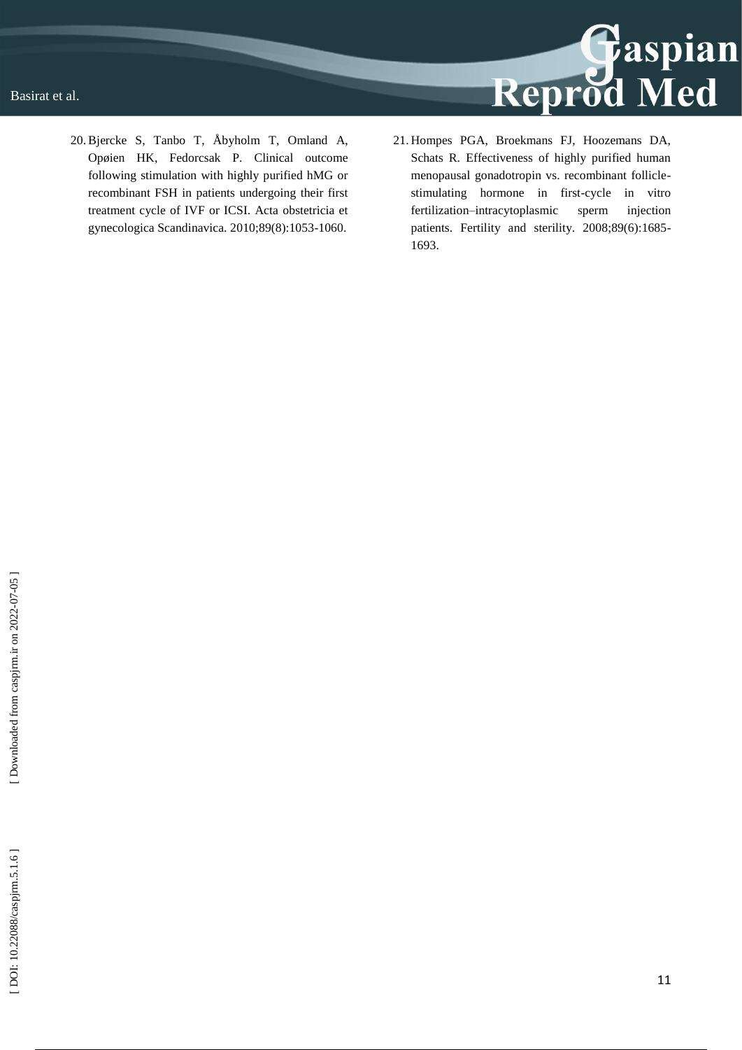20. Bjercke S, Tanbo T, Åbyholm T, Omland A, Opøien HK, Fedorcsak P. Clinical outcome following stimulation with highly purified hMG or recombinant FSH in patients undergoing their first treatment cycle of IVF or ICSI. Acta obstetricia et gynecologica Scandinavica. 2010;89(8):1053-1060.
21. Hompes PGA, Broekmans FJ, Hoozemans DA, Schats R. Effectiveness of highly purified human menopausal gonadotropin vs. recombinant follicle-stimulating hormone in first-cycle in vitro fertilization–intracytoplasmic sperm injection patients. Fertility and sterility. 2008;89(6):1685-1693.